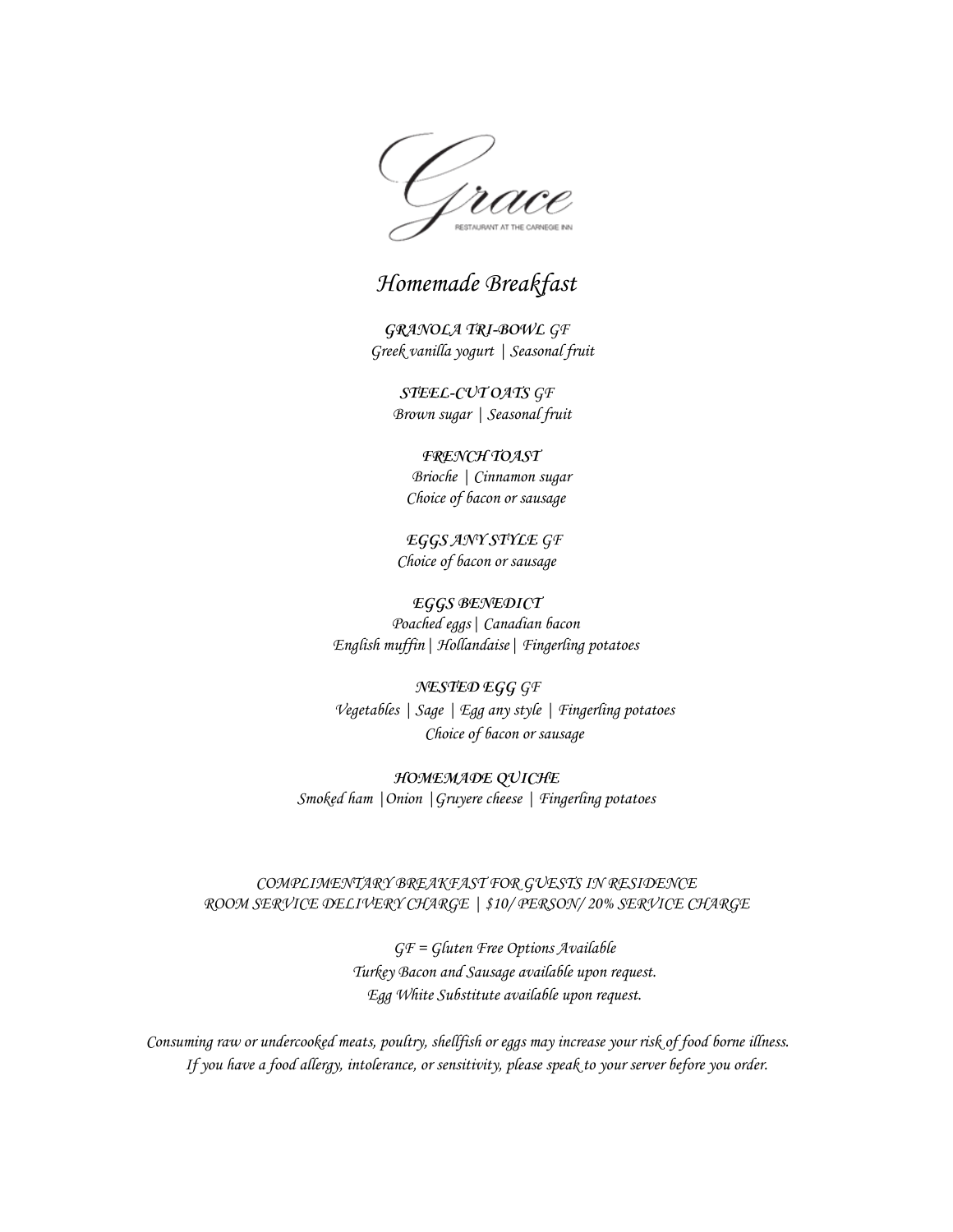# Grace

RESTAURANT AT THE CARNEGIE INN

## *Homemade Breakfast*

***GRANOLA TRI-BOWL*** *GF*
*Greek vanilla yogurt | Seasonal fruit*

***STEEL-CUT OATS*** *GF*
*Brown sugar | Seasonal fruit*

***FRENCH TOAST***
*Brioche | Cinnamon sugar*
*Choice of bacon or sausage*

***EGGS ANY STYLE*** *GF*
*Choice of bacon or sausage*

***EGGS BENEDICT***
*Poached eggs | Canadian bacon*
*English muffin | Hollandaise | Fingerling potatoes*

***NESTED EGG*** *GF*
*Vegetables | Sage | Egg any style | Fingerling potatoes*
*Choice of bacon or sausage*

***HOMEMADE QUICHE***
*Smoked ham | Onion | Gruyere cheese | Fingerling potatoes*

*COMPLIMENTARY BREAKFAST FOR GUESTS IN RESIDENCE*
*ROOM SERVICE DELIVERY CHARGE | $10/ PERSON/ 20% SERVICE CHARGE*

*GF = Gluten Free Options Available*
*Turkey Bacon and Sausage available upon request.*
*Egg White Substitute available upon request.*

*Consuming raw or undercooked meats, poultry, shellfish or eggs may increase your risk of food borne illness.*
*If you have a food allergy, intolerance, or sensitivity, please speak to your server before you order.*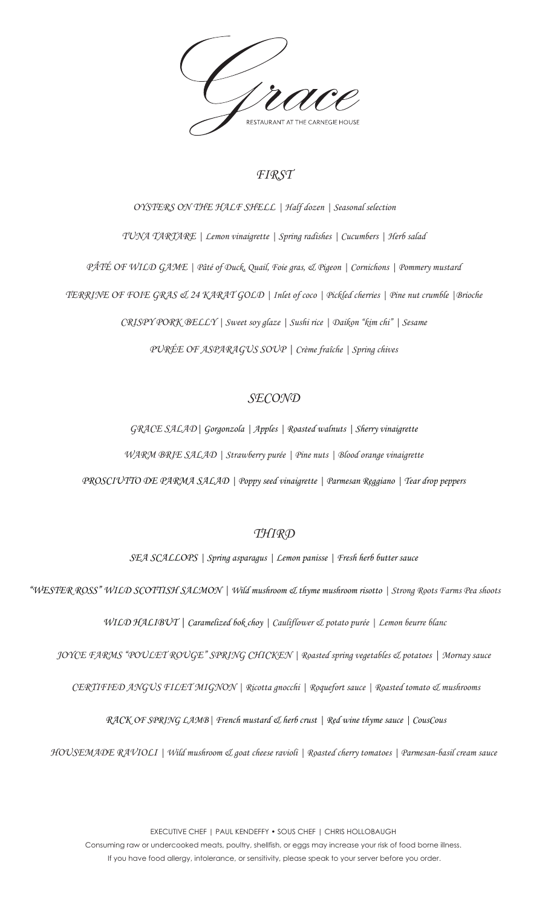# Grace

RESTAURANT AT THE CARNEGIE HOUSE

## FIRST

OYSTERS ON THE HALF SHELL | Half dozen | Seasonal selection

TUNA TARTARE | Lemon vinaigrette | Spring radishes | Cucumbers | Herb salad

PÂTÉ OF WILD GAME | Pâté of Duck, Quail, Foie gras, & Pigeon | Cornichons | Pommery mustard

TERRINE OF FOIE GRAS & 24 KARAT GOLD | Inlet of coco | Pickled cherries | Pine nut crumble |Brioche

CRISPY PORK BELLY | Sweet soy glaze | Sushi rice | Daikon "kim chi" | Sesame

PURÉE OF ASPARAGUS SOUP | Crème fraîche | Spring chives

## SECOND

GRACE SALAD| Gorgonzola | Apples | Roasted walnuts | Sherry vinaigrette

WARM BRIE SALAD | Strawberry purée | Pine nuts | Blood orange vinaigrette

PROSCIUTTO DE PARMA SALAD | Poppy seed vinaigrette | Parmesan Reggiano | Tear drop peppers

## THIRD

SEA SCALLOPS | Spring asparagus | Lemon panisse | Fresh herb butter sauce

"WESTER ROSS" WILD SCOTTISH SALMON | Wild mushroom & thyme mushroom risotto | Strong Roots Farms Pea shoots

WILD HALIBUT | Caramelized bok choy | Cauliflower & potato purée | Lemon beurre blanc

JOYCE FARMS "POULET ROUGE" SPRING CHICKEN | Roasted spring vegetables & potatoes | Mornay sauce

CERTIFIED ANGUS FILET MIGNON | Ricotta gnocchi | Roquefort sauce | Roasted tomato & mushrooms

RACK OF SPRING LAMB| French mustard & herb crust | Red wine thyme sauce | CousCous

HOUSEMADE RAVIOLI | Wild mushroom & goat cheese ravioli | Roasted cherry tomatoes | Parmesan-basil cream sauce

EXECUTIVE CHEF | PAUL KENDEFFY • SOUS CHEF | CHRIS HOLLOBAUGH

Consuming raw or undercooked meats, poultry, shellfish, or eggs may increase your risk of food borne illness.

If you have food allergy, intolerance, or sensitivity, please speak to your server before you order.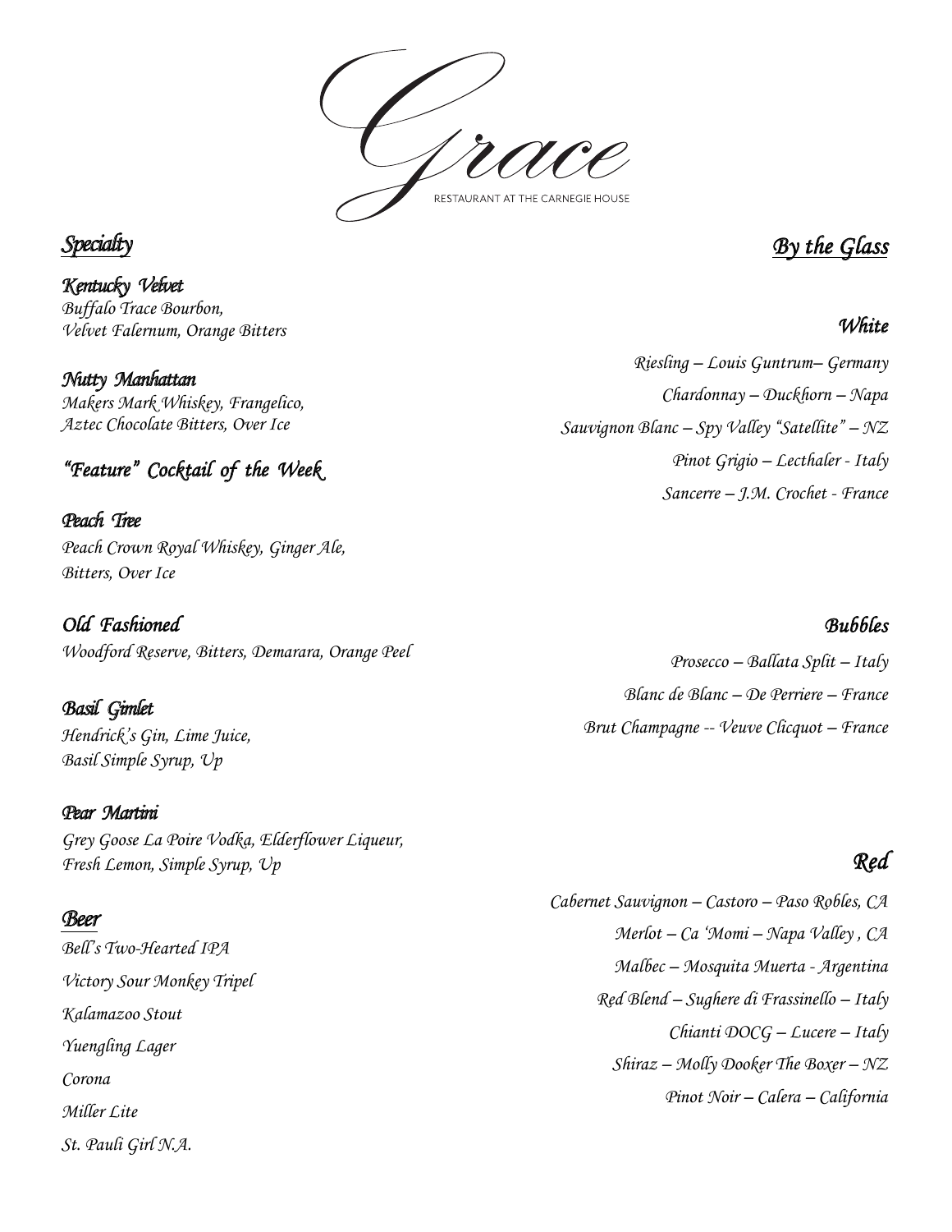# Grace

RESTAURANT AT THE CARNEGIE HOUSE

## *Specialty*

***Kentucky Velvet***
*Buffalo Trace Bourbon,*
*Velvet Falernum, Orange Bitters*

***Nutty Manhattan***
*Makers Mark Whiskey, Frangelico,*
*Aztec Chocolate Bitters, Over Ice*

### *"Feature" Cocktail of the Week*

***Peach Tree***
*Peach Crown Royal Whiskey, Ginger Ale,*
*Bitters, Over Ice*

***Old Fashioned***
*Woodford Reserve, Bitters, Demarara, Orange Peel*

***Basil Gimlet***
*Hendrick's Gin, Lime Juice,*
*Basil Simple Syrup, Up*

***Pear Martini***
*Grey Goose La Poire Vodka, Elderflower Liqueur,*
*Fresh Lemon, Simple Syrup, Up*

## *Beer*

*Bell's Two-Hearted IPA*

*Victory Sour Monkey Tripel*

*Kalamazoo Stout*

*Yuengling Lager*

*Corona*

*Miller Lite*

*St. Pauli Girl N.A.*

## *By the Glass*

### *White*

*Riesling – Louis Guntrum– Germany*

*Chardonnay – Duckhorn – Napa*

*Sauvignon Blanc – Spy Valley "Satellite" – NZ*

*Pinot Grigio – Lecthaler - Italy*

*Sancerre – J.M. Crochet - France*

### *Bubbles*

*Prosecco – Ballata Split – Italy*

*Blanc de Blanc – De Perriere – France*

*Brut Champagne -- Veuve Clicquot – France*

### *Red*

*Cabernet Sauvignon – Castoro – Paso Robles, CA*

*Merlot – Ca 'Momi – Napa Valley , CA*

*Malbec – Mosquita Muerta - Argentina*

*Red Blend – Sughere di Frassinello – Italy*

*Chianti DOCG – Lucere – Italy*

*Shiraz – Molly Dooker The Boxer – NZ*

*Pinot Noir – Calera – California*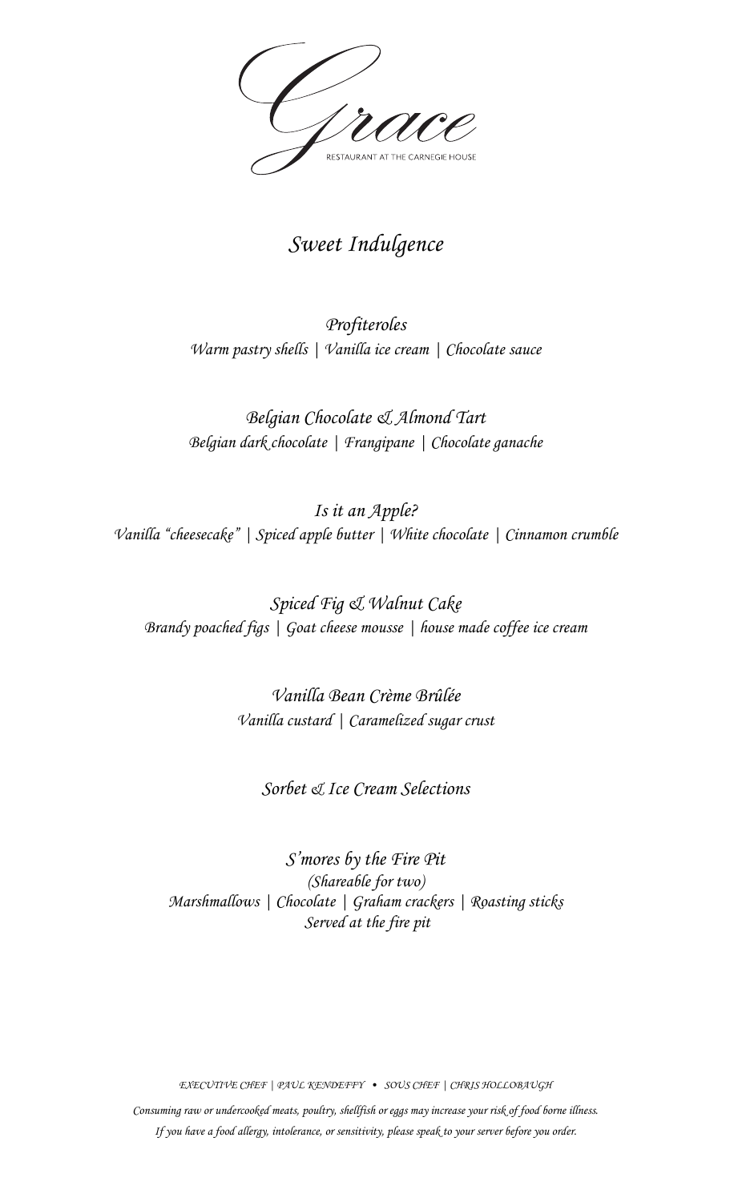# Grace

RESTAURANT AT THE CARNEGIE HOUSE

## *Sweet Indulgence*

*Profiteroles*
*Warm pastry shells | Vanilla ice cream | Chocolate sauce*

*Belgian Chocolate & Almond Tart*
*Belgian dark chocolate | Frangipane | Chocolate ganache*

*Is it an Apple?*
*Vanilla "cheesecake" | Spiced apple butter | White chocolate | Cinnamon crumble*

*Spiced Fig & Walnut Cake*
*Brandy poached figs | Goat cheese mousse | house made coffee ice cream*

*Vanilla Bean Crème Brûlée*
*Vanilla custard | Caramelized sugar crust*

*Sorbet & Ice Cream Selections*

*S'mores by the Fire Pit*
*(Shareable for two)*
*Marshmallows | Chocolate | Graham crackers | Roasting sticks*
*Served at the fire pit*

*EXECUTIVE CHEF | PAUL KENDEFFY • SOUS CHEF | CHRIS HOLLOBAUGH*

*Consuming raw or undercooked meats, poultry, shellfish or eggs may increase your risk of food borne illness.*
*If you have a food allergy, intolerance, or sensitivity, please speak to your server before you order.*